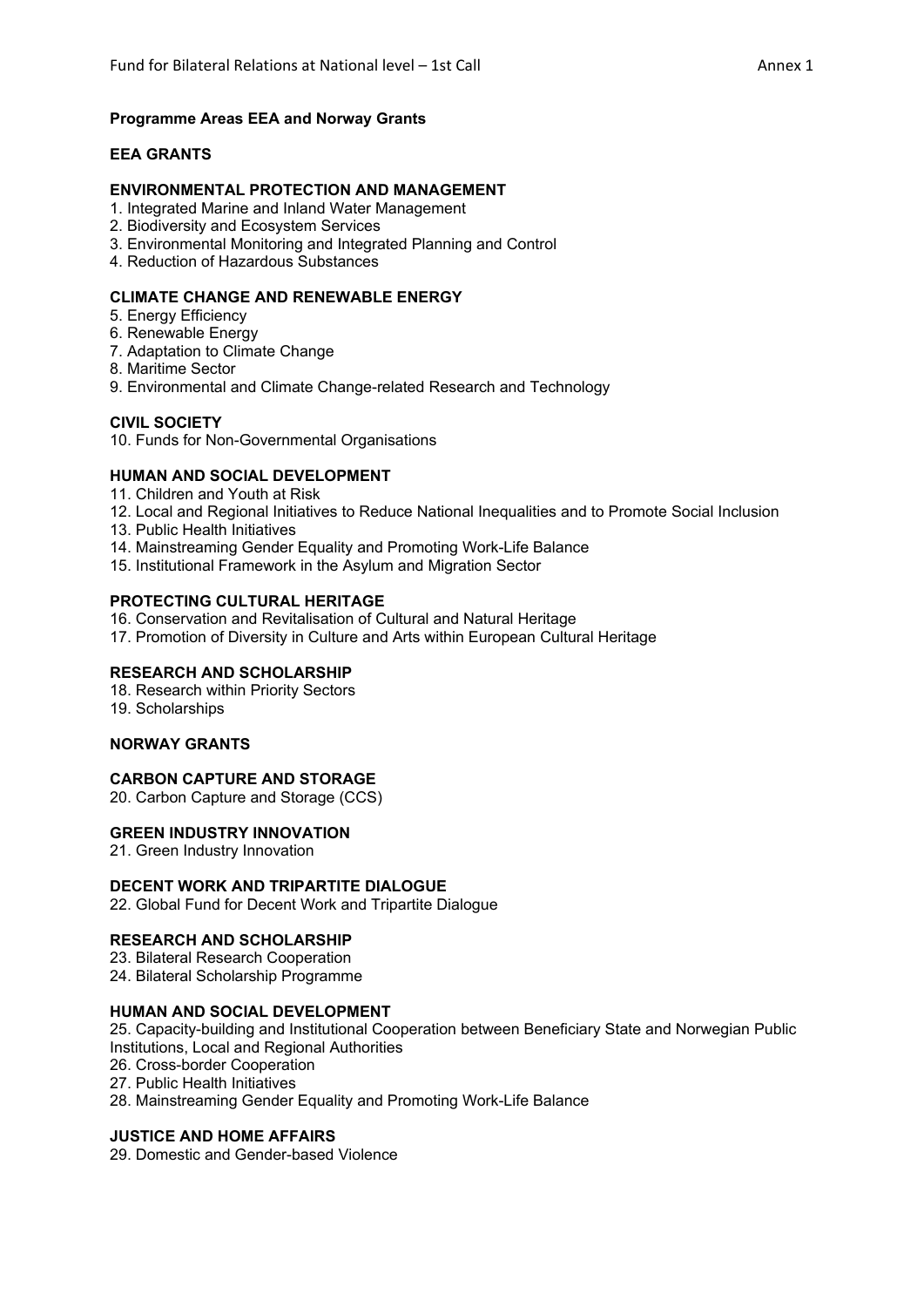**Programme Areas EEA and Norway Grants**

**EEA GRANTS**

**ENVIRONMENTAL PROTECTION AND MANAGEMENT**

1. Integrated Marine and Inland Water Management
2. Biodiversity and Ecosystem Services
3. Environmental Monitoring and Integrated Planning and Control
4. Reduction of Hazardous Substances

**CLIMATE CHANGE AND RENEWABLE ENERGY**

5. Energy Efficiency
6. Renewable Energy
7. Adaptation to Climate Change
8. Maritime Sector
9. Environmental and Climate Change-related Research and Technology

**CIVIL SOCIETY**

10. Funds for Non-Governmental Organisations

**HUMAN AND SOCIAL DEVELOPMENT**

11. Children and Youth at Risk
12. Local and Regional Initiatives to Reduce National Inequalities and to Promote Social Inclusion
13. Public Health Initiatives
14. Mainstreaming Gender Equality and Promoting Work-Life Balance
15. Institutional Framework in the Asylum and Migration Sector

**PROTECTING CULTURAL HERITAGE**

16. Conservation and Revitalisation of Cultural and Natural Heritage
17. Promotion of Diversity in Culture and Arts within European Cultural Heritage

**RESEARCH AND SCHOLARSHIP**

18. Research within Priority Sectors
19. Scholarships

**NORWAY GRANTS**

**CARBON CAPTURE AND STORAGE**

20. Carbon Capture and Storage (CCS)

**GREEN INDUSTRY INNOVATION**

21. Green Industry Innovation

**DECENT WORK AND TRIPARTITE DIALOGUE**

22. Global Fund for Decent Work and Tripartite Dialogue

**RESEARCH AND SCHOLARSHIP**

23. Bilateral Research Cooperation
24. Bilateral Scholarship Programme

**HUMAN AND SOCIAL DEVELOPMENT**

25. Capacity-building and Institutional Cooperation between Beneficiary State and Norwegian Public Institutions, Local and Regional Authorities
26. Cross-border Cooperation
27. Public Health Initiatives
28. Mainstreaming Gender Equality and Promoting Work-Life Balance

**JUSTICE AND HOME AFFAIRS**

29. Domestic and Gender-based Violence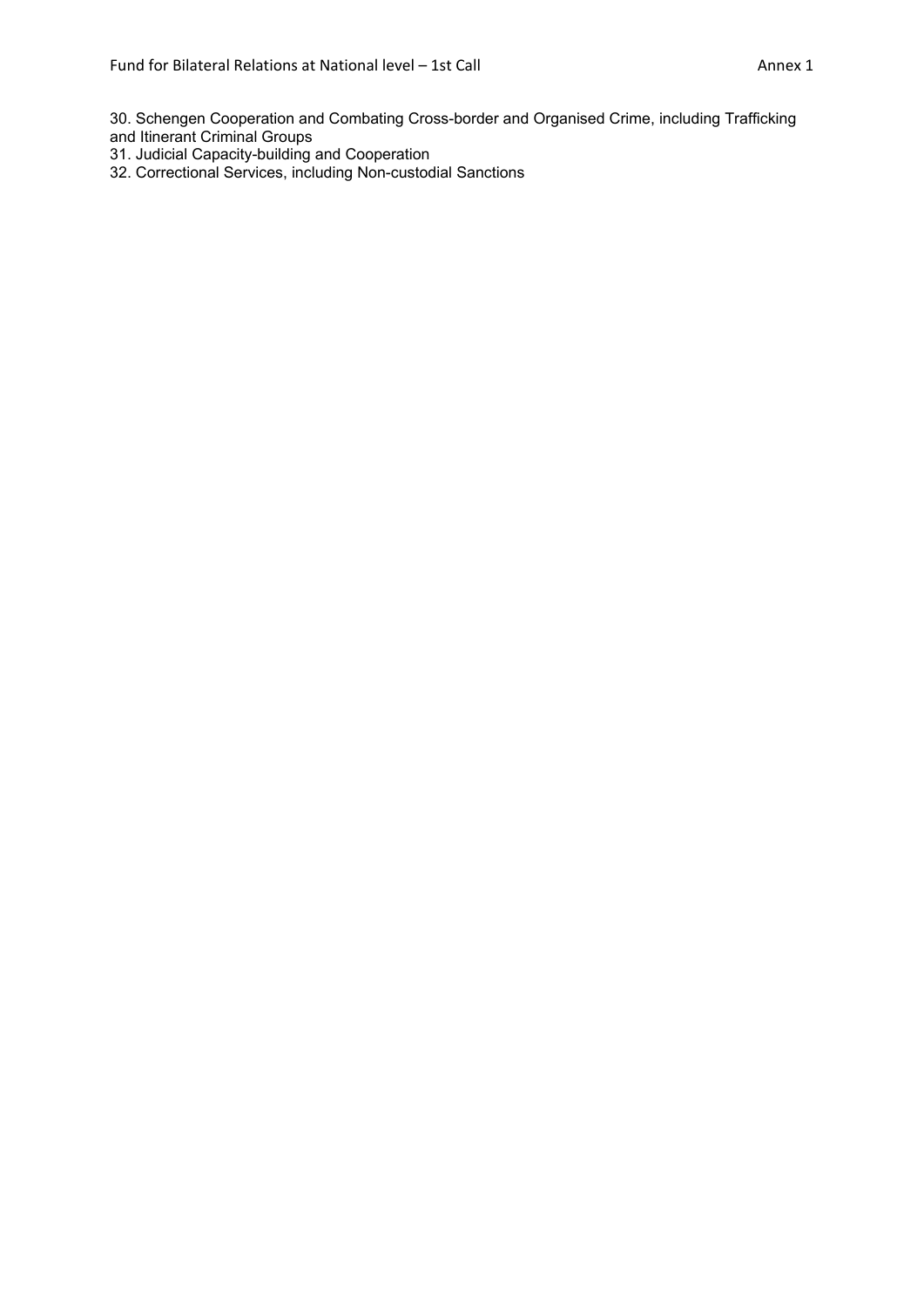30. Schengen Cooperation and Combating Cross-border and Organised Crime, including Trafficking and Itinerant Criminal Groups
31. Judicial Capacity-building and Cooperation
32. Correctional Services, including Non-custodial Sanctions